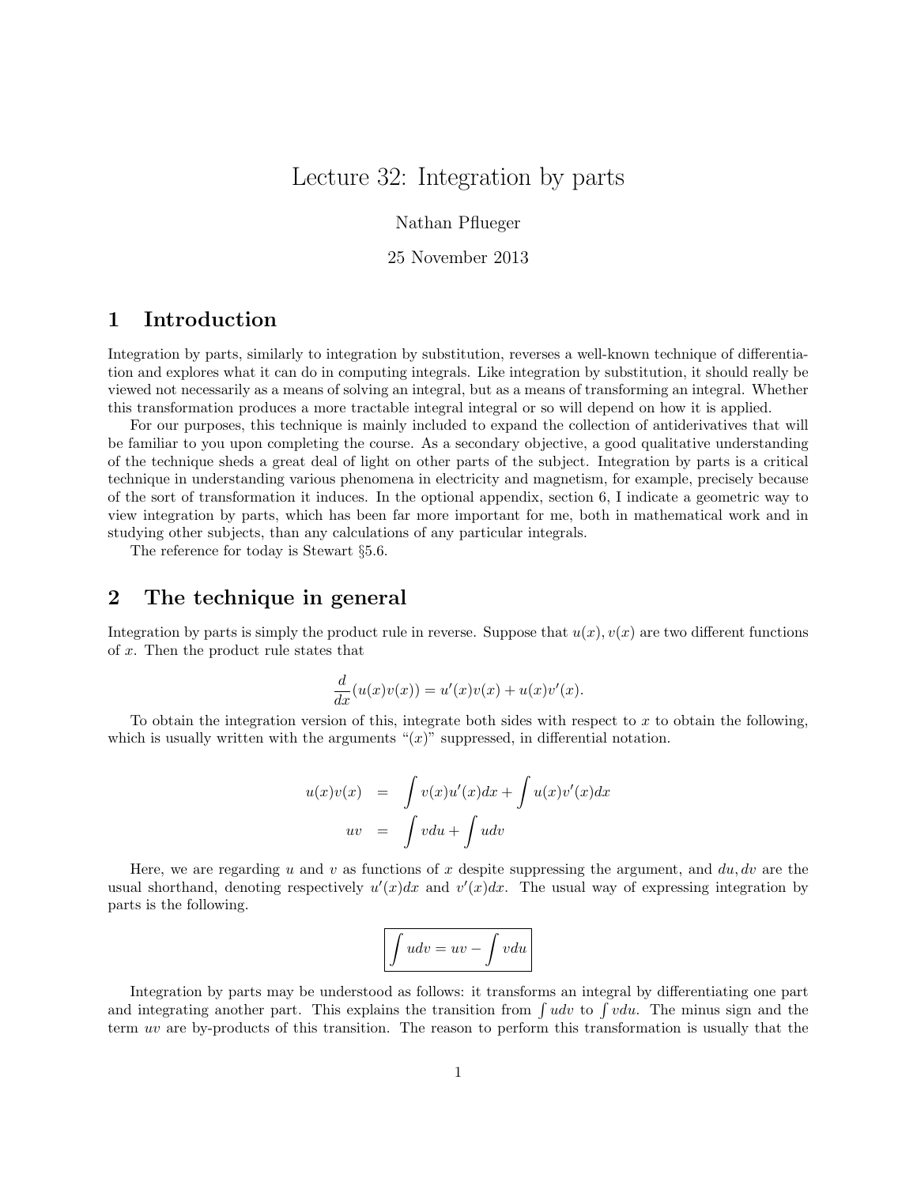# Lecture 32: Integration by parts

Nathan Pflueger

25 November 2013

## 1 Introduction

Integration by parts, similarly to integration by substitution, reverses a well-known technique of differentiation and explores what it can do in computing integrals. Like integration by substitution, it should really be viewed not necessarily as a means of solving an integral, but as a means of transforming an integral. Whether this transformation produces a more tractable integral integral or so will depend on how it is applied.

For our purposes, this technique is mainly included to expand the collection of antiderivatives that will be familiar to you upon completing the course. As a secondary objective, a good qualitative understanding of the technique sheds a great deal of light on other parts of the subject. Integration by parts is a critical technique in understanding various phenomena in electricity and magnetism, for example, precisely because of the sort of transformation it induces. In the optional appendix, section 6, I indicate a geometric way to view integration by parts, which has been far more important for me, both in mathematical work and in studying other subjects, than any calculations of any particular integrals.

The reference for today is Stewart §5.6.

## 2 The technique in general

Integration by parts is simply the product rule in reverse. Suppose that $u(x), v(x)$ are two different functions of $x$. Then the product rule states that

$$\frac{d}{dx}(u(x)v(x)) = u'(x)v(x) + u(x)v'(x).$$

To obtain the integration version of this, integrate both sides with respect to $x$ to obtain the following, which is usually written with the arguments "$(x)$" suppressed, in differential notation.

$$\begin{aligned} u(x)v(x) &= \int v(x)u'(x)dx + \int u(x)v'(x)dx \\ uv &= \int vdu + \int udv \end{aligned}$$

Here, we are regarding $u$ and $v$ as functions of $x$ despite suppressing the argument, and $du, dv$ are the usual shorthand, denoting respectively $u'(x)dx$ and $v'(x)dx$. The usual way of expressing integration by parts is the following.

$$\boxed{\int udv = uv - \int vdu}$$

Integration by parts may be understood as follows: it transforms an integral by differentiating one part and integrating another part. This explains the transition from $\int udv$ to $\int vdu$. The minus sign and the term $uv$ are by-products of this transition. The reason to perform this transformation is usually that the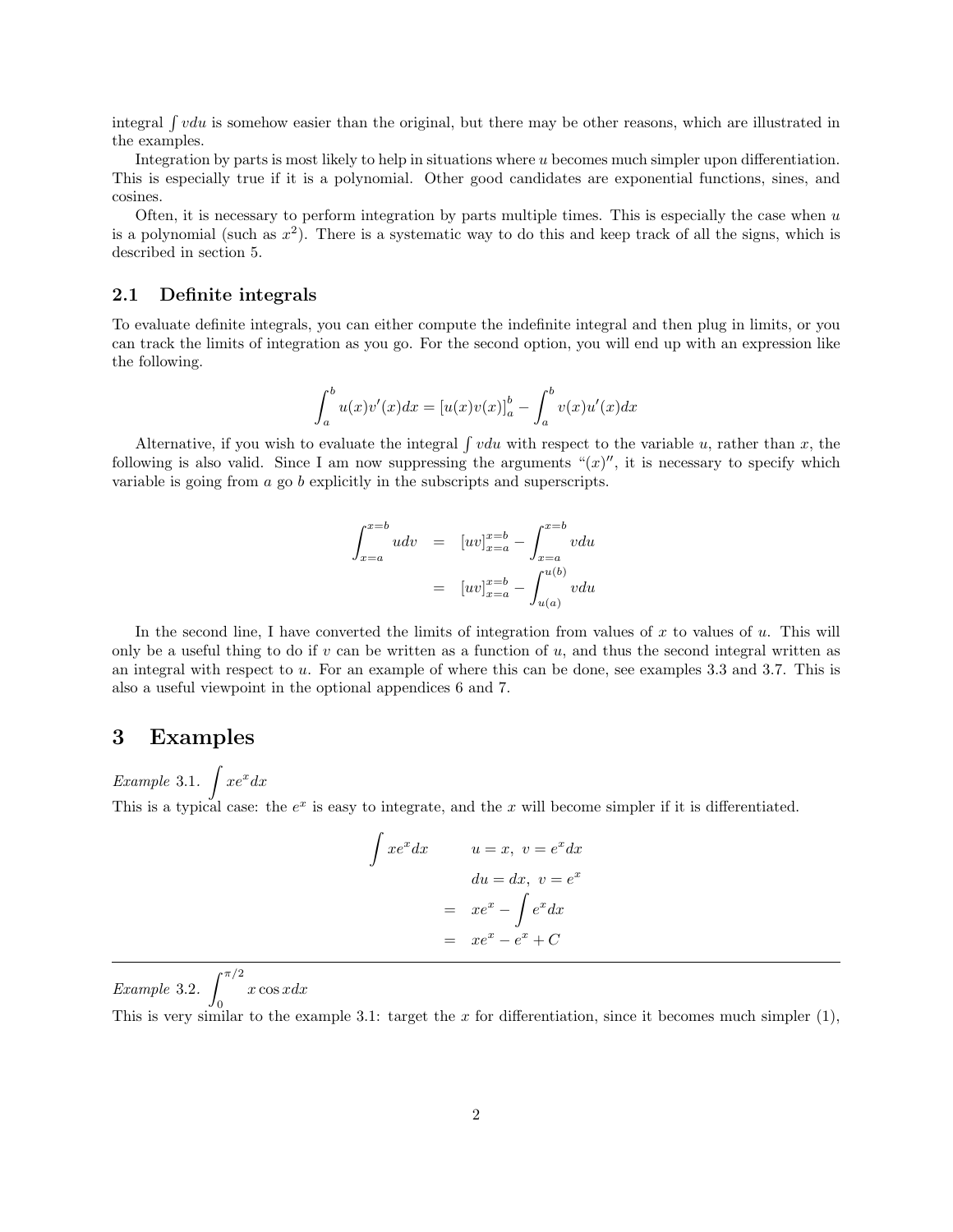integral $\int v du$ is somehow easier than the original, but there may be other reasons, which are illustrated in the examples.

Integration by parts is most likely to help in situations where $u$ becomes much simpler upon differentiation. This is especially true if it is a polynomial. Other good candidates are exponential functions, sines, and cosines.

Often, it is necessary to perform integration by parts multiple times. This is especially the case when $u$ is a polynomial (such as $x^2$). There is a systematic way to do this and keep track of all the signs, which is described in section 5.

### 2.1 Definite integrals

To evaluate definite integrals, you can either compute the indefinite integral and then plug in limits, or you can track the limits of integration as you go. For the second option, you will end up with an expression like the following.

$$\int_a^b u(x)v'(x)dx = [u(x)v(x)]_a^b - \int_a^b v(x)u'(x)dx$$

Alternative, if you wish to evaluate the integral $\int v du$ with respect to the variable $u$, rather than $x$, the following is also valid. Since I am now suppressing the arguments "$(x)$", it is necessary to specify which variable is going from $a$ go $b$ explicitly in the subscripts and superscripts.

$$\begin{aligned}
\int_{x=a}^{x=b} u dv &= [uv]_{x=a}^{x=b} - \int_{x=a}^{x=b} v du \\
&= [uv]_{x=a}^{x=b} - \int_{u(a)}^{u(b)} v du
\end{aligned}$$

In the second line, I have converted the limits of integration from values of $x$ to values of $u$. This will only be a useful thing to do if $v$ can be written as a function of $u$, and thus the second integral written as an integral with respect to $u$. For an example of where this can be done, see examples 3.3 and 3.7. This is also a useful viewpoint in the optional appendices 6 and 7.

## 3 Examples

*Example* 3.1. $\int xe^x dx$

This is a typical case: the $e^x$ is easy to integrate, and the $x$ will become simpler if it is differentiated.

$$\begin{aligned}
\int xe^x dx \qquad & u = x, \; v = e^x dx \\
& du = dx, \; v = e^x \\
&= xe^x - \int e^x dx \\
&= xe^x - e^x + C
\end{aligned}$$

---

*Example* 3.2. $\int_0^{\pi/2} x \cos x dx$

This is very similar to the example 3.1: target the $x$ for differentiation, since it becomes much simpler (1),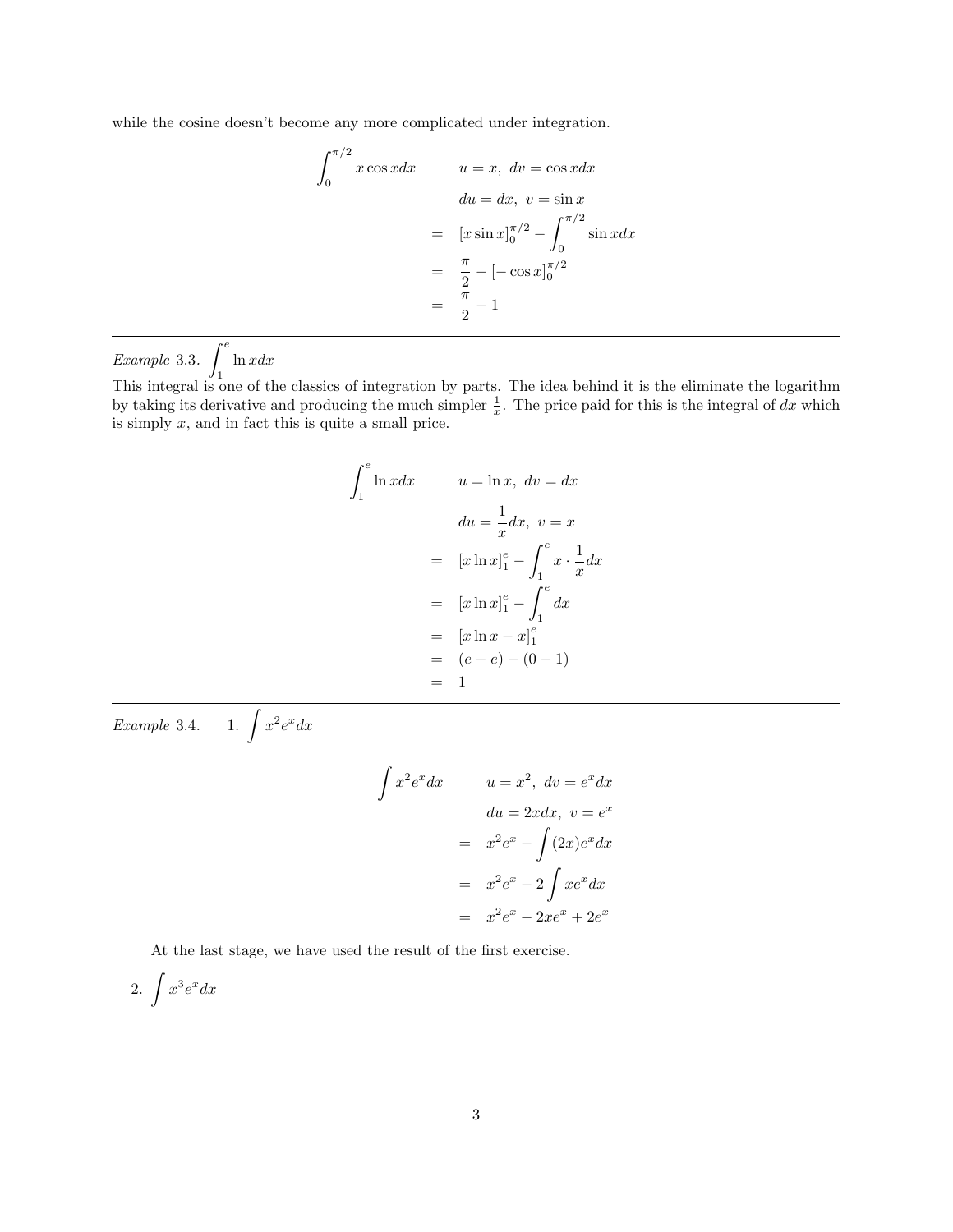while the cosine doesn't become any more complicated under integration.

$$
\begin{aligned}
\int_0^{\pi/2} x \cos x dx \qquad & u = x,\ dv = \cos x dx \\
& du = dx,\ v = \sin x \\
= \quad & [x \sin x]_0^{\pi/2} - \int_0^{\pi/2} \sin x dx \\
= \quad & \frac{\pi}{2} - [-\cos x]_0^{\pi/2} \\
= \quad & \frac{\pi}{2} - 1
\end{aligned}
$$

---

*Example* 3.3. $\int_1^e \ln x dx$

This integral is one of the classics of integration by parts. The idea behind it is the eliminate the logarithm by taking its derivative and producing the much simpler $\frac{1}{x}$. The price paid for this is the integral of $dx$ which is simply $x$, and in fact this is quite a small price.

$$
\begin{aligned}
\int_1^e \ln x dx \qquad & u = \ln x,\ dv = dx \\
& du = \frac{1}{x} dx,\ v = x \\
= \quad & [x \ln x]_1^e - \int_1^e x \cdot \frac{1}{x} dx \\
= \quad & [x \ln x]_1^e - \int_1^e dx \\
= \quad & [x \ln x - x]_1^e \\
= \quad & (e - e) - (0 - 1) \\
= \quad & 1
\end{aligned}
$$

---

*Example* 3.4. 1. $\int x^2 e^x dx$

$$
\begin{aligned}
\int x^2 e^x dx \qquad & u = x^2,\ dv = e^x dx \\
& du = 2x dx,\ v = e^x \\
= \quad & x^2 e^x - \int (2x) e^x dx \\
= \quad & x^2 e^x - 2 \int x e^x dx \\
= \quad & x^2 e^x - 2x e^x + 2e^x
\end{aligned}
$$

At the last stage, we have used the result of the first exercise.

2. $\int x^3 e^x dx$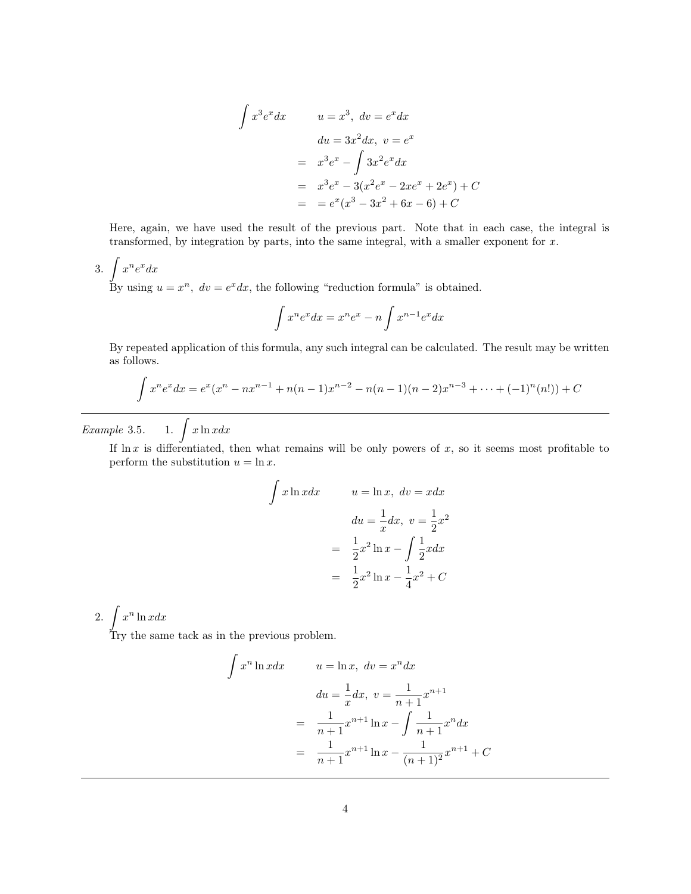$$
\begin{aligned}
\int x^3 e^x dx \qquad & u = x^3,\ dv = e^x dx \\
& du = 3x^2 dx,\ v = e^x \\
= \quad & x^3 e^x - \int 3x^2 e^x dx \\
= \quad & x^3 e^x - 3(x^2 e^x - 2xe^x + 2e^x) + C \\
= \quad & = e^x(x^3 - 3x^2 + 6x - 6) + C
\end{aligned}
$$

Here, again, we have used the result of the previous part. Note that in each case, the integral is transformed, by integration by parts, into the same integral, with a smaller exponent for $x$.

3. $\int x^n e^x dx$

By using $u = x^n,\ dv = e^x dx$, the following "reduction formula" is obtained.

$$\int x^n e^x dx = x^n e^x - n \int x^{n-1} e^x dx$$

By repeated application of this formula, any such integral can be calculated. The result may be written as follows.

$$\int x^n e^x dx = e^x(x^n - nx^{n-1} + n(n-1)x^{n-2} - n(n-1)(n-2)x^{n-3} + \cdots + (-1)^n(n!)) + C$$

---

*Example* 3.5. 1. $\int x \ln x dx$

If $\ln x$ is differentiated, then what remains will be only powers of $x$, so it seems most profitable to perform the substitution $u = \ln x$.

$$
\begin{aligned}
\int x \ln x dx \qquad & u = \ln x,\ dv = x dx \\
& du = \frac{1}{x} dx,\ v = \frac{1}{2} x^2 \\
= \quad & \frac{1}{2} x^2 \ln x - \int \frac{1}{2} x dx \\
= \quad & \frac{1}{2} x^2 \ln x - \frac{1}{4} x^2 + C
\end{aligned}
$$

2. $\int x^n \ln x dx$

Try the same tack as in the previous problem.

$$
\begin{aligned}
\int x^n \ln x dx \qquad & u = \ln x,\ dv = x^n dx \\
& du = \frac{1}{x} dx,\ v = \frac{1}{n+1} x^{n+1} \\
= \quad & \frac{1}{n+1} x^{n+1} \ln x - \int \frac{1}{n+1} x^n dx \\
= \quad & \frac{1}{n+1} x^{n+1} \ln x - \frac{1}{(n+1)^2} x^{n+1} + C
\end{aligned}
$$

---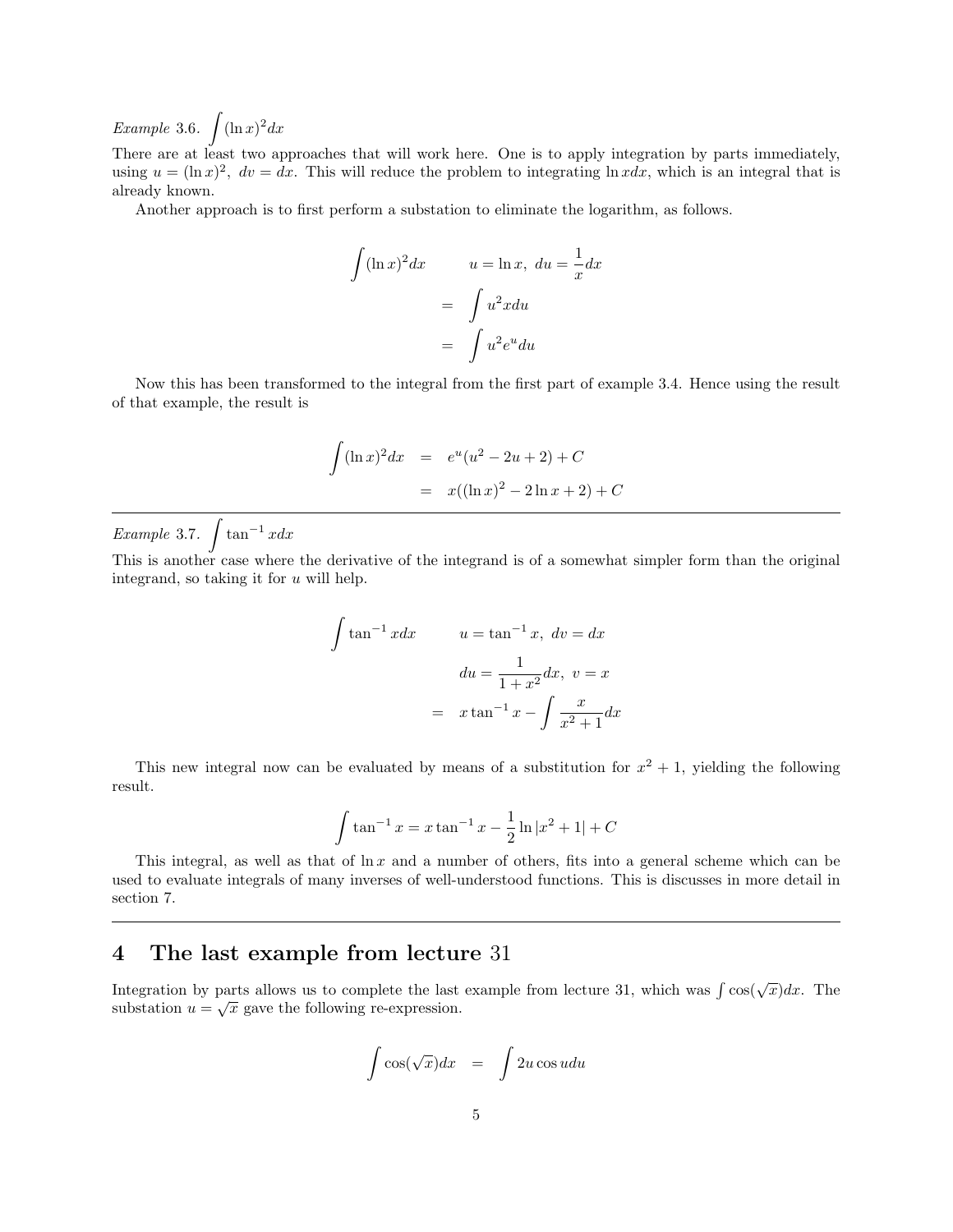*Example* 3.6. $\int (\ln x)^2 dx$

There are at least two approaches that will work here. One is to apply integration by parts immediately, using $u = (\ln x)^2,\ dv = dx$. This will reduce the problem to integrating $\ln x dx$, which is an integral that is already known.

Another approach is to first perform a substation to eliminate the logarithm, as follows.

$$
\begin{aligned}
\int (\ln x)^2 dx & \qquad u = \ln x,\ du = \frac{1}{x} dx \\
&= \int u^2 x du \\
&= \int u^2 e^u du
\end{aligned}
$$

Now this has been transformed to the integral from the first part of example 3.4. Hence using the result of that example, the result is

$$
\begin{aligned}
\int (\ln x)^2 dx &= e^u(u^2 - 2u + 2) + C \\
&= x((\ln x)^2 - 2\ln x + 2) + C
\end{aligned}
$$

---

*Example* 3.7. $\int \tan^{-1} x dx$

This is another case where the derivative of the integrand is of a somewhat simpler form than the original integrand, so taking it for $u$ will help.

$$
\begin{aligned}
\int \tan^{-1} x dx & \qquad u = \tan^{-1} x,\ dv = dx \\
& \qquad du = \frac{1}{1+x^2} dx,\ v = x \\
&= x \tan^{-1} x - \int \frac{x}{x^2+1} dx
\end{aligned}
$$

This new integral now can be evaluated by means of a substitution for $x^2 + 1$, yielding the following result.

$$\int \tan^{-1} x = x \tan^{-1} x - \frac{1}{2} \ln |x^2 + 1| + C$$

This integral, as well as that of $\ln x$ and a number of others, fits into a general scheme which can be used to evaluate integrals of many inverses of well-understood functions. This is discusses in more detail in section 7.

---

## 4 The last example from lecture 31

Integration by parts allows us to complete the last example from lecture 31, which was $\int \cos(\sqrt{x})dx$. The substation $u = \sqrt{x}$ gave the following re-expression.

$$\int \cos(\sqrt{x})dx = \int 2u \cos u du$$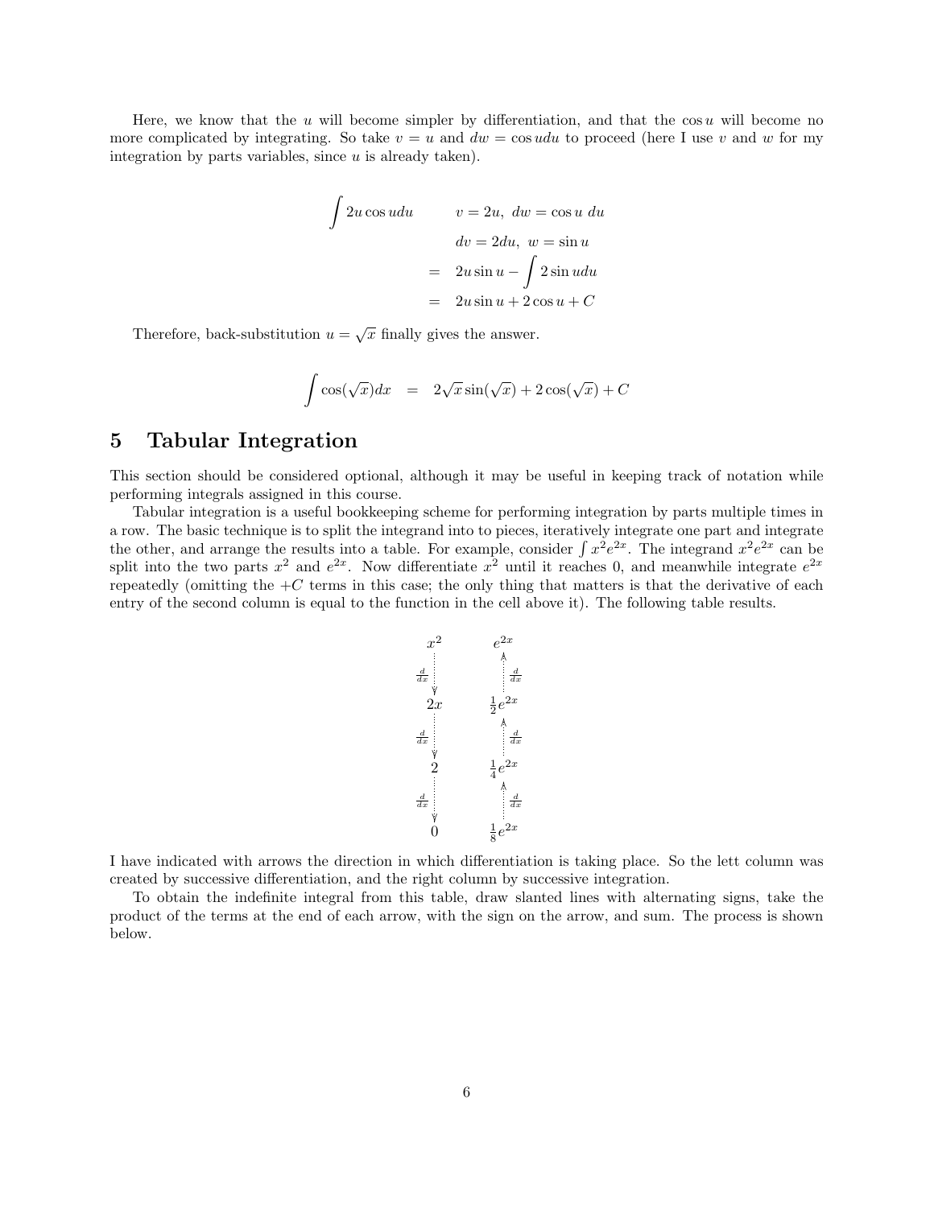Here, we know that the $u$ will become simpler by differentiation, and that the $\cos u$ will become no more complicated by integrating. So take $v = u$ and $dw = \cos u du$ to proceed (here I use $v$ and $w$ for my integration by parts variables, since $u$ is already taken).

$$
\begin{aligned}
\int 2u \cos u du \qquad & v = 2u, \; dw = \cos u \; du \\
& dv = 2du, \; w = \sin u \\
= \quad & 2u \sin u - \int 2 \sin u du \\
= \quad & 2u \sin u + 2 \cos u + C
\end{aligned}
$$

Therefore, back-substitution $u = \sqrt{x}$ finally gives the answer.

$$
\int \cos(\sqrt{x}) dx \quad = \quad 2\sqrt{x} \sin(\sqrt{x}) + 2\cos(\sqrt{x}) + C
$$

## 5 Tabular Integration

This section should be considered optional, although it may be useful in keeping track of notation while performing integrals assigned in this course.

Tabular integration is a useful bookkeeping scheme for performing integration by parts multiple times in a row. The basic technique is to split the integrand into to pieces, iteratively integrate one part and integrate the other, and arrange the results into a table. For example, consider $\int x^2 e^{2x}$. The integrand $x^2 e^{2x}$ can be split into the two parts $x^2$ and $e^{2x}$. Now differentiate $x^2$ until it reaches 0, and meanwhile integrate $e^{2x}$ repeatedly (omitting the $+C$ terms in this case; the only thing that matters is that the derivative of each entry of the second column is equal to the function in the cell above it). The following table results.

$$
\begin{array}{ccc}
x^2 & & e^{2x} \\
\downarrow \frac{d}{dx} & & \uparrow \frac{d}{dx} \\
2x & & \frac{1}{2}e^{2x} \\
\downarrow \frac{d}{dx} & & \uparrow \frac{d}{dx} \\
2 & & \frac{1}{4}e^{2x} \\
\downarrow \frac{d}{dx} & & \uparrow \frac{d}{dx} \\
0 & & \frac{1}{8}e^{2x}
\end{array}
$$

I have indicated with arrows the direction in which differentiation is taking place. So the lett column was created by successive differentiation, and the right column by successive integration.

To obtain the indefinite integral from this table, draw slanted lines with alternating signs, take the product of the terms at the end of each arrow, with the sign on the arrow, and sum. The process is shown below.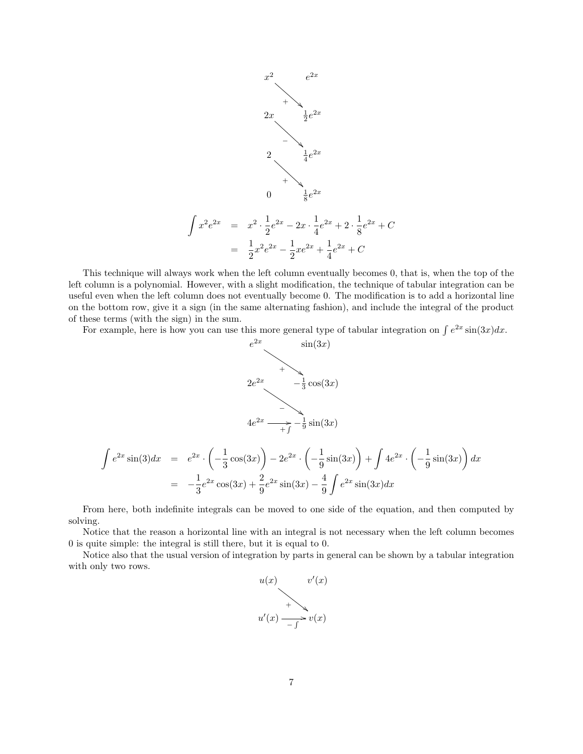$$
\begin{array}{ccc}
x^2 & & e^{2x} \\
& \searrow^{+} & \\
2x & & \frac{1}{2}e^{2x} \\
& \searrow^{-} & \\
2 & & \frac{1}{4}e^{2x} \\
& \searrow^{+} & \\
0 & & \frac{1}{8}e^{2x}
\end{array}
$$

$$
\begin{aligned}
\int x^2 e^{2x} &= x^2 \cdot \frac{1}{2}e^{2x} - 2x \cdot \frac{1}{4}e^{2x} + 2 \cdot \frac{1}{8}e^{2x} + C \\
&= \frac{1}{2}x^2 e^{2x} - \frac{1}{2}xe^{2x} + \frac{1}{4}e^{2x} + C
\end{aligned}
$$

This technique will always work when the left column eventually becomes 0, that is, when the top of the left column is a polynomial. However, with a slight modification, the technique of tabular integration can be useful even when the left column does not eventually become 0. The modification is to add a horizontal line on the bottom row, give it a sign (in the same alternating fashion), and include the integral of the product of these terms (with the sign) in the sum.

For example, here is how you can use this more general type of tabular integration on $\int e^{2x}\sin(3x)dx$.

$$
\begin{array}{ccc}
e^{2x} & & \sin(3x) \\
& \searrow^{+} & \\
2e^{2x} & & -\frac{1}{3}\cos(3x) \\
& \searrow^{-} & \\
4e^{2x} & \xrightarrow[+\int]{} & -\frac{1}{9}\sin(3x)
\end{array}
$$

$$
\begin{aligned}
\int e^{2x}\sin(3)dx &= e^{2x} \cdot \left(-\frac{1}{3}\cos(3x)\right) - 2e^{2x} \cdot \left(-\frac{1}{9}\sin(3x)\right) + \int 4e^{2x} \cdot \left(-\frac{1}{9}\sin(3x)\right) dx \\
&= -\frac{1}{3}e^{2x}\cos(3x) + \frac{2}{9}e^{2x}\sin(3x) - \frac{4}{9}\int e^{2x}\sin(3x)dx
\end{aligned}
$$

From here, both indefinite integrals can be moved to one side of the equation, and then computed by solving.

Notice that the reason a horizontal line with an integral is not necessary when the left column becomes 0 is quite simple: the integral is still there, but it is equal to 0.

Notice also that the usual version of integration by parts in general can be shown by a tabular integration with only two rows.

$$
\begin{array}{ccc}
u(x) & & v'(x) \\
& \searrow^{+} & \\
u'(x) & \xrightarrow[-\int]{} & v(x)
\end{array}
$$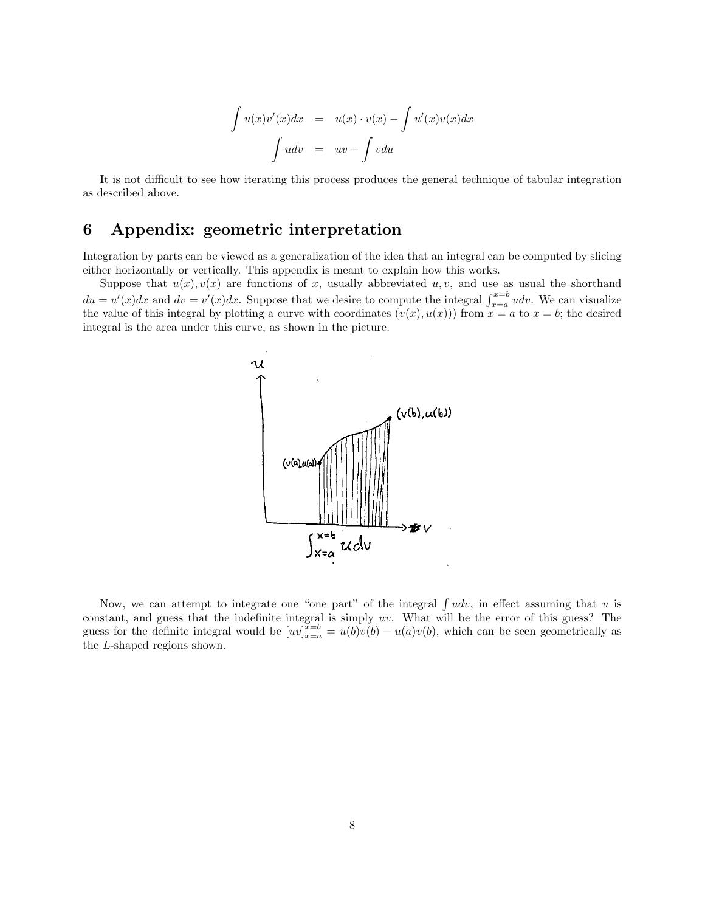$$\int u(x)v'(x)dx = u(x) \cdot v(x) - \int u'(x)v(x)dx$$

$$\int udv = uv - \int vdu$$

It is not difficult to see how iterating this process produces the general technique of tabular integration as described above.

## 6 Appendix: geometric interpretation

Integration by parts can be viewed as a generalization of the idea that an integral can be computed by slicing either horizontally or vertically. This appendix is meant to explain how this works.

Suppose that $u(x), v(x)$ are functions of $x$, usually abbreviated $u, v$, and use as usual the shorthand $du = u'(x)dx$ and $dv = v'(x)dx$. Suppose that we desire to compute the integral $\int_{x=a}^{x=b} udv$. We can visualize the value of this integral by plotting a curve with coordinates $(v(x), u(x))$ from $x = a$ to $x = b$; the desired integral is the area under this curve, as shown in the picture.

Now, we can attempt to integrate one "one part" of the integral $\int udv$, in effect assuming that $u$ is constant, and guess that the indefinite integral is simply $uv$. What will be the error of this guess? The guess for the definite integral would be $[uv]_{x=a}^{x=b} = u(b)v(b) - u(a)v(b)$, which can be seen geometrically as the $L$-shaped regions shown.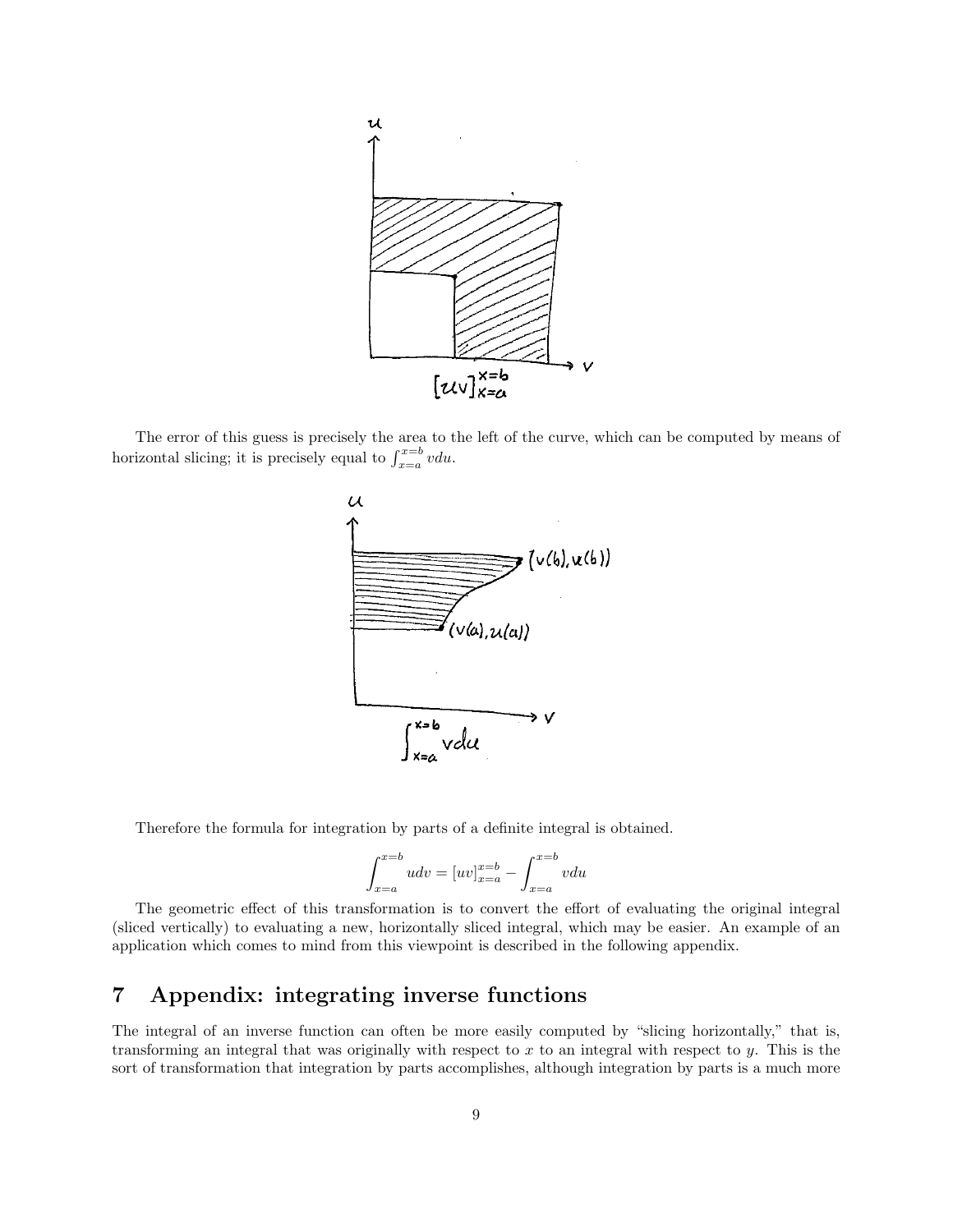The error of this guess is precisely the area to the left of the curve, which can be computed by means of horizontal slicing; it is precisely equal to $\int_{x=a}^{x=b} vdu$.

Therefore the formula for integration by parts of a definite integral is obtained.

$$\int_{x=a}^{x=b} udv = [uv]_{x=a}^{x=b} - \int_{x=a}^{x=b} vdu$$

The geometric effect of this transformation is to convert the effort of evaluating the original integral (sliced vertically) to evaluating a new, horizontally sliced integral, which may be easier. An example of an application which comes to mind from this viewpoint is described in the following appendix.

## 7 Appendix: integrating inverse functions

The integral of an inverse function can often be more easily computed by "slicing horizontally," that is, transforming an integral that was originally with respect to $x$ to an integral with respect to $y$. This is the sort of transformation that integration by parts accomplishes, although integration by parts is a much more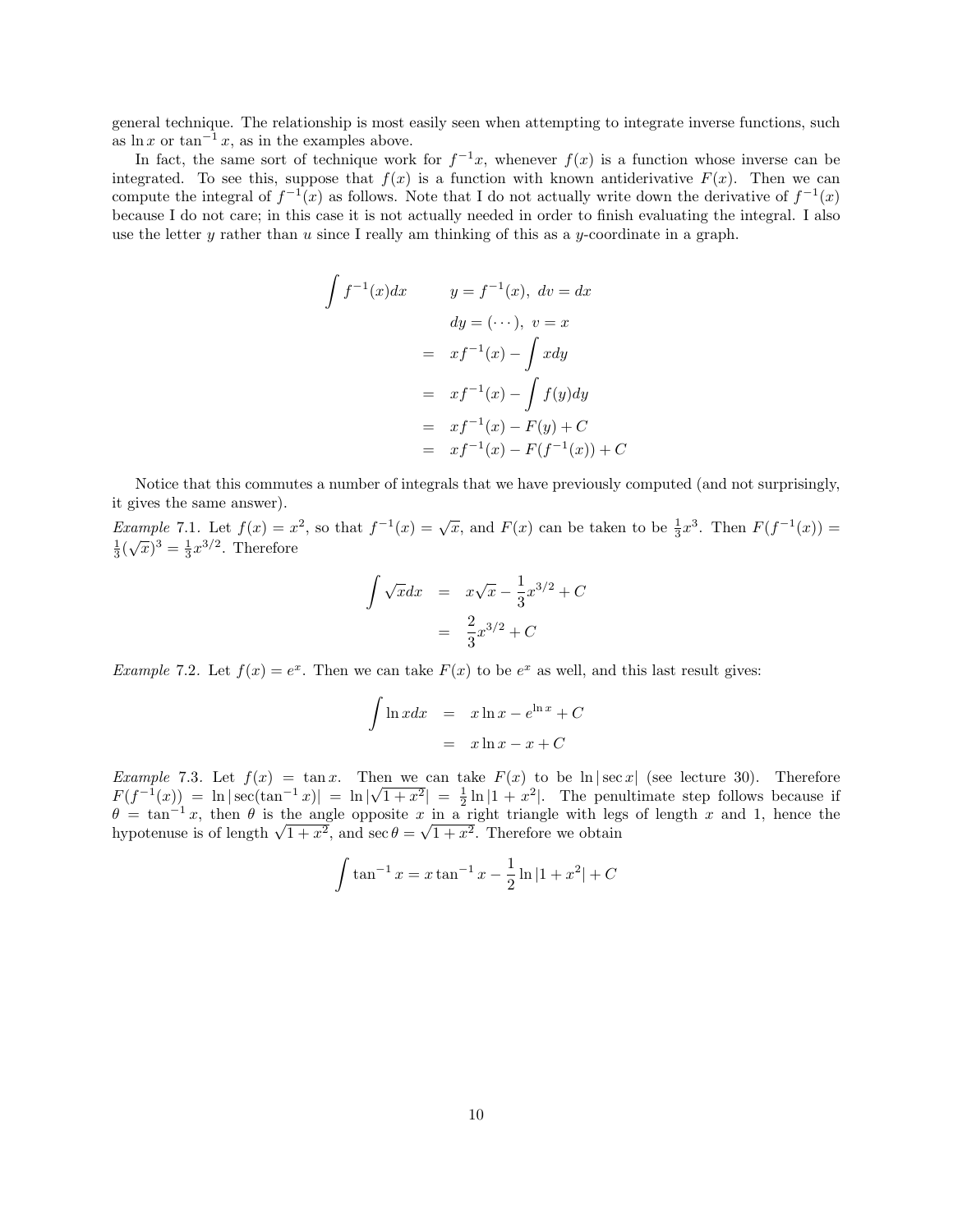general technique. The relationship is most easily seen when attempting to integrate inverse functions, such as $\ln x$ or $\tan^{-1} x$, as in the examples above.

In fact, the same sort of technique work for $f^{-1}x$, whenever $f(x)$ is a function whose inverse can be integrated. To see this, suppose that $f(x)$ is a function with known antiderivative $F(x)$. Then we can compute the integral of $f^{-1}(x)$ as follows. Note that I do not actually write down the derivative of $f^{-1}(x)$ because I do not care; in this case it is not actually needed in order to finish evaluating the integral. I also use the letter $y$ rather than $u$ since I really am thinking of this as a $y$-coordinate in a graph.

$$
\begin{aligned}
\int f^{-1}(x)dx & \qquad y = f^{-1}(x),\ dv = dx \\
& \qquad dy = (\cdots),\ v = x \\
&= xf^{-1}(x) - \int x dy \\
&= xf^{-1}(x) - \int f(y) dy \\
&= xf^{-1}(x) - F(y) + C \\
&= xf^{-1}(x) - F(f^{-1}(x)) + C
\end{aligned}
$$

Notice that this commutes a number of integrals that we have previously computed (and not surprisingly, it gives the same answer).

*Example* 7.1. Let $f(x) = x^2$, so that $f^{-1}(x) = \sqrt{x}$, and $F(x)$ can be taken to be $\frac{1}{3}x^3$. Then $F(f^{-1}(x)) = \frac{1}{3}(\sqrt{x})^3 = \frac{1}{3}x^{3/2}$. Therefore

$$
\begin{aligned}
\int \sqrt{x} dx &= x\sqrt{x} - \frac{1}{3}x^{3/2} + C \\
&= \frac{2}{3}x^{3/2} + C
\end{aligned}
$$

*Example* 7.2. Let $f(x) = e^x$. Then we can take $F(x)$ to be $e^x$ as well, and this last result gives:

$$
\begin{aligned}
\int \ln x dx &= x \ln x - e^{\ln x} + C \\
&= x \ln x - x + C
\end{aligned}
$$

*Example* 7.3. Let $f(x) = \tan x$. Then we can take $F(x)$ to be $\ln|\sec x|$ (see lecture 30). Therefore $F(f^{-1}(x)) = \ln|\sec(\tan^{-1} x)| = \ln|\sqrt{1+x^2}| = \frac{1}{2}\ln|1+x^2|$. The penultimate step follows because if $\theta = \tan^{-1} x$, then $\theta$ is the angle opposite $x$ in a right triangle with legs of length $x$ and 1, hence the hypotenuse is of length $\sqrt{1+x^2}$, and $\sec\theta = \sqrt{1+x^2}$. Therefore we obtain

$$
\int \tan^{-1} x = x \tan^{-1} x - \frac{1}{2}\ln|1+x^2| + C
$$